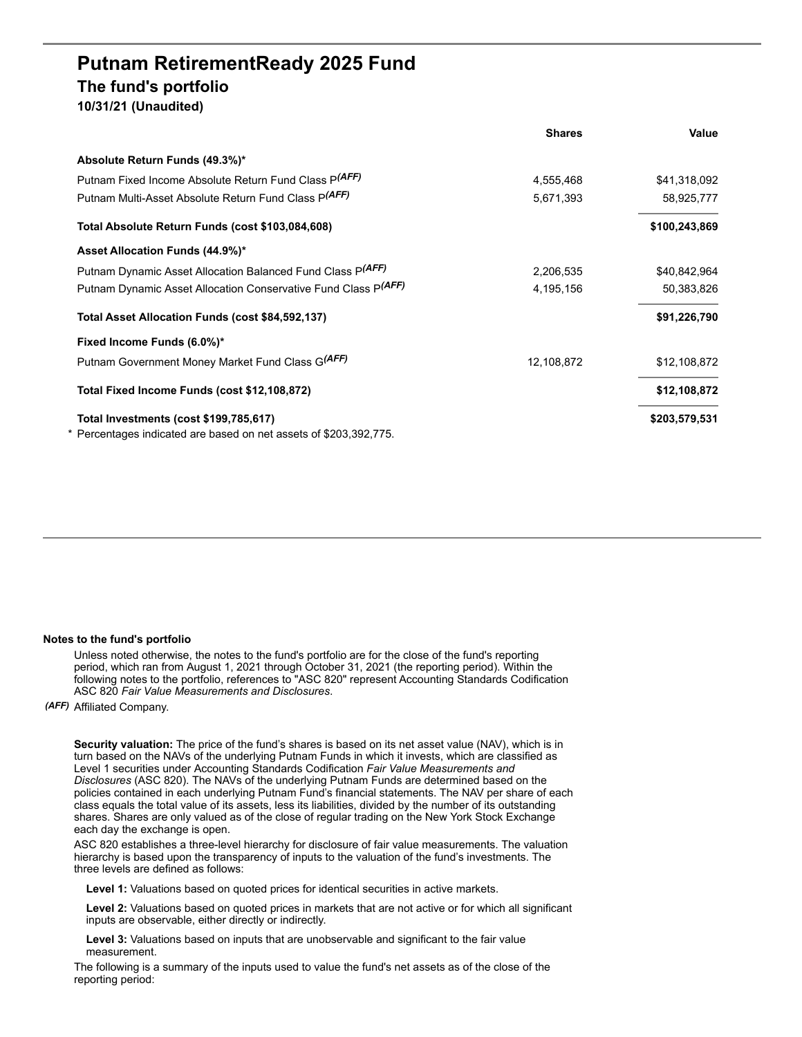# Putnam RetirementReady 2025 Fund

## The fund's portfolio

**10/31/21 (Unaudited)**

| | Shares | Value |
|---|---|---|
| **Absolute Return Funds (49.3%)*** | | |
| Putnam Fixed Income Absolute Return Fund Class P*(AFF)* | 4,555,468 | $41,318,092 |
| Putnam Multi-Asset Absolute Return Fund Class P*(AFF)* | 5,671,393 | 58,925,777 |
| **Total Absolute Return Funds (cost $103,084,608)** | | **$100,243,869** |
| **Asset Allocation Funds (44.9%)*** | | |
| Putnam Dynamic Asset Allocation Balanced Fund Class P*(AFF)* | 2,206,535 | $40,842,964 |
| Putnam Dynamic Asset Allocation Conservative Fund Class P*(AFF)* | 4,195,156 | 50,383,826 |
| **Total Asset Allocation Funds (cost $84,592,137)** | | **$91,226,790** |
| **Fixed Income Funds (6.0%)*** | | |
| Putnam Government Money Market Fund Class G*(AFF)* | 12,108,872 | $12,108,872 |
| **Total Fixed Income Funds (cost $12,108,872)** | | **$12,108,872** |
| **Total Investments (cost $199,785,617)** | | **$203,579,531** |

\* Percentages indicated are based on net assets of $203,392,775.

**Notes to the fund's portfolio**

Unless noted otherwise, the notes to the fund's portfolio are for the close of the fund's reporting period, which ran from August 1, 2021 through October 31, 2021 (the reporting period). Within the following notes to the portfolio, references to "ASC 820" represent Accounting Standards Codification ASC 820 *Fair Value Measurements and Disclosures*.

*(AFF)* Affiliated Company.

**Security valuation:** The price of the fund's shares is based on its net asset value (NAV), which is in turn based on the NAVs of the underlying Putnam Funds in which it invests, which are classified as Level 1 securities under Accounting Standards Codification *Fair Value Measurements and Disclosures* (ASC 820). The NAVs of the underlying Putnam Funds are determined based on the policies contained in each underlying Putnam Fund's financial statements. The NAV per share of each class equals the total value of its assets, less its liabilities, divided by the number of its outstanding shares. Shares are only valued as of the close of regular trading on the New York Stock Exchange each day the exchange is open.

ASC 820 establishes a three-level hierarchy for disclosure of fair value measurements. The valuation hierarchy is based upon the transparency of inputs to the valuation of the fund's investments. The three levels are defined as follows:

**Level 1:** Valuations based on quoted prices for identical securities in active markets.

**Level 2:** Valuations based on quoted prices in markets that are not active or for which all significant inputs are observable, either directly or indirectly.

**Level 3:** Valuations based on inputs that are unobservable and significant to the fair value measurement.

The following is a summary of the inputs used to value the fund's net assets as of the close of the reporting period: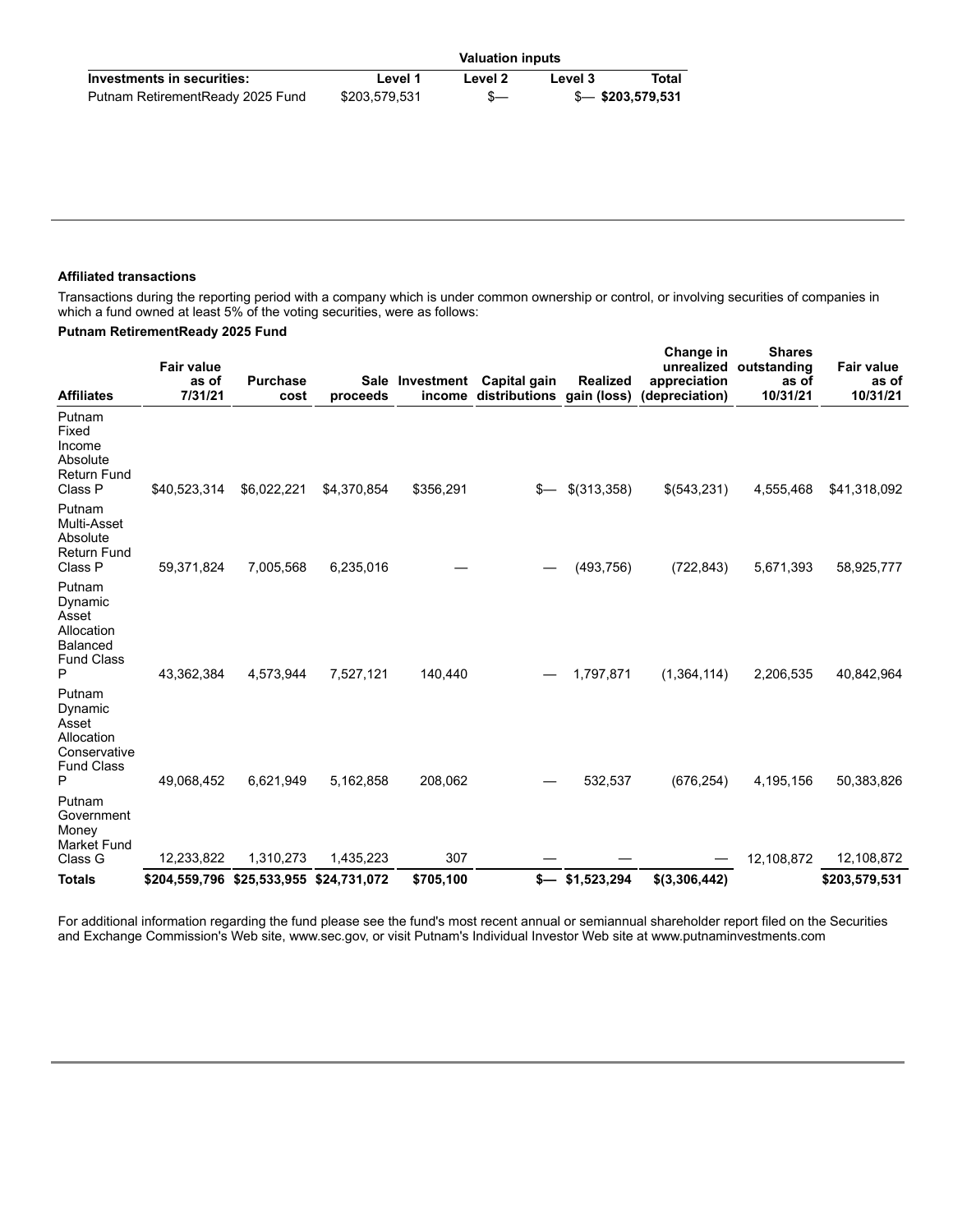| | Valuation inputs | | | |
|---|---|---|---|---|
| **Investments in securities:** | **Level 1** | **Level 2** | **Level 3** | **Total** |
| Putnam RetirementReady 2025 Fund | $203,579,531 | $— | $— | $203,579,531 |

**Affiliated transactions**

Transactions during the reporting period with a company which is under common ownership or control, or involving securities of companies in which a fund owned at least 5% of the voting securities, were as follows:

**Putnam RetirementReady 2025 Fund**

| Affiliates | Fair value as of 7/31/21 | Purchase cost | Sale proceeds | Investment income | Capital gain distributions | Realized gain (loss) | Change in unrealized appreciation (depreciation) | Shares outstanding as of 10/31/21 | Fair value as of 10/31/21 |
|---|---|---|---|---|---|---|---|---|---|
| Putnam Fixed Income Absolute Return Fund Class P | $40,523,314 | $6,022,221 | $4,370,854 | $356,291 | $— | $(313,358) | $(543,231) | 4,555,468 | $41,318,092 |
| Putnam Multi-Asset Absolute Return Fund Class P | 59,371,824 | 7,005,568 | 6,235,016 | — | — | (493,756) | (722,843) | 5,671,393 | 58,925,777 |
| Putnam Dynamic Asset Allocation Balanced Fund Class P | 43,362,384 | 4,573,944 | 7,527,121 | 140,440 | — | 1,797,871 | (1,364,114) | 2,206,535 | 40,842,964 |
| Putnam Dynamic Asset Allocation Conservative Fund Class P | 49,068,452 | 6,621,949 | 5,162,858 | 208,062 | — | 532,537 | (676,254) | 4,195,156 | 50,383,826 |
| Putnam Government Money Market Fund Class G | 12,233,822 | 1,310,273 | 1,435,223 | 307 | — | — | — | 12,108,872 | 12,108,872 |
| **Totals** | **$204,559,796** | **$25,533,955** | **$24,731,072** | **$705,100** | **$—** | **$1,523,294** | **$(3,306,442)** | | **$203,579,531** |

For additional information regarding the fund please see the fund's most recent annual or semiannual shareholder report filed on the Securities and Exchange Commission's Web site, www.sec.gov, or visit Putnam's Individual Investor Web site at www.putnaminvestments.com